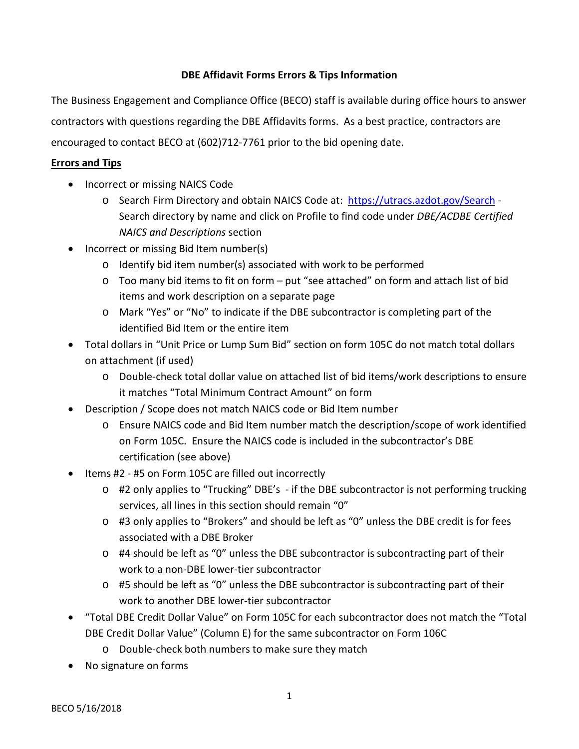# DBE Affidavit Forms Errors & Tips Information

The Business Engagement and Compliance Office (BECO) staff is available during office hours to answer contractors with questions regarding the DBE Affidavits forms. As a best practice, contractors are encouraged to contact BECO at (602)712-7761 prior to the bid opening date.

**Errors and Tips**

- Incorrect or missing NAICS Code
  - Search Firm Directory and obtain NAICS Code at: https://utracs.azdot.gov/Search - Search directory by name and click on Profile to find code under *DBE/ACDBE Certified NAICS and Descriptions* section
- Incorrect or missing Bid Item number(s)
  - Identify bid item number(s) associated with work to be performed
  - Too many bid items to fit on form – put "see attached" on form and attach list of bid items and work description on a separate page
  - Mark "Yes" or "No" to indicate if the DBE subcontractor is completing part of the identified Bid Item or the entire item
- Total dollars in "Unit Price or Lump Sum Bid" section on form 105C do not match total dollars on attachment (if used)
  - Double-check total dollar value on attached list of bid items/work descriptions to ensure it matches "Total Minimum Contract Amount" on form
- Description / Scope does not match NAICS code or Bid Item number
  - Ensure NAICS code and Bid Item number match the description/scope of work identified on Form 105C. Ensure the NAICS code is included in the subcontractor's DBE certification (see above)
- Items #2 - #5 on Form 105C are filled out incorrectly
  - #2 only applies to "Trucking" DBE's - if the DBE subcontractor is not performing trucking services, all lines in this section should remain "0"
  - #3 only applies to "Brokers" and should be left as "0" unless the DBE credit is for fees associated with a DBE Broker
  - #4 should be left as "0" unless the DBE subcontractor is subcontracting part of their work to a non-DBE lower-tier subcontractor
  - #5 should be left as "0" unless the DBE subcontractor is subcontracting part of their work to another DBE lower-tier subcontractor
- "Total DBE Credit Dollar Value" on Form 105C for each subcontractor does not match the "Total DBE Credit Dollar Value" (Column E) for the same subcontractor on Form 106C
  - Double-check both numbers to make sure they match
- No signature on forms

BECO 5/16/2018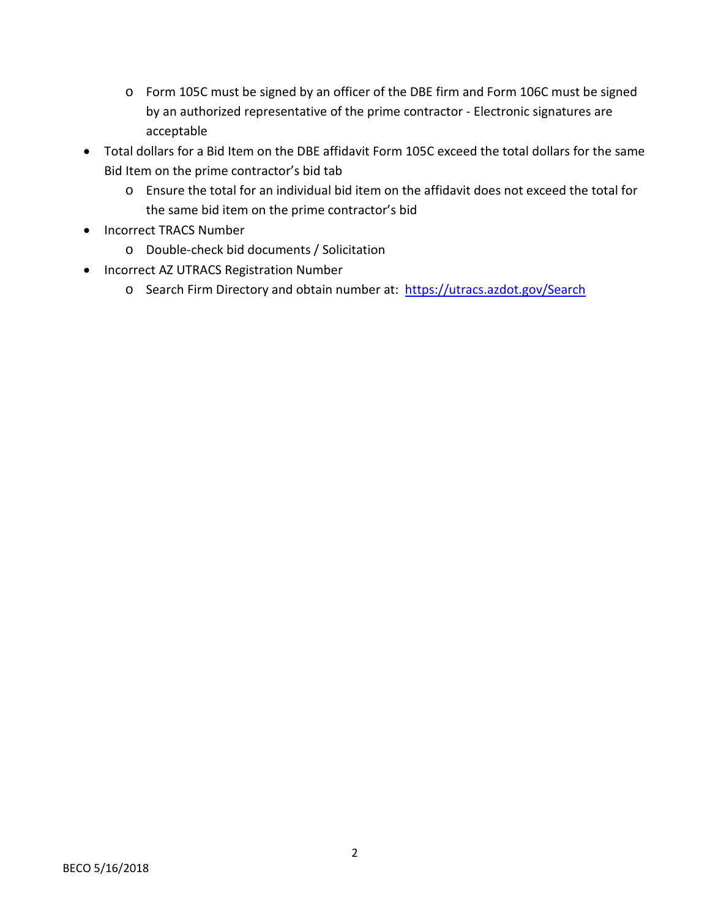- Form 105C must be signed by an officer of the DBE firm and Form 106C must be signed by an authorized representative of the prime contractor - Electronic signatures are acceptable
- Total dollars for a Bid Item on the DBE affidavit Form 105C exceed the total dollars for the same Bid Item on the prime contractor's bid tab
  - Ensure the total for an individual bid item on the affidavit does not exceed the total for the same bid item on the prime contractor's bid
- Incorrect TRACS Number
  - Double-check bid documents / Solicitation
- Incorrect AZ UTRACS Registration Number
  - Search Firm Directory and obtain number at: [https://utracs.azdot.gov/Search](https://utracs.azdot.gov/Search)

BECO 5/16/2018